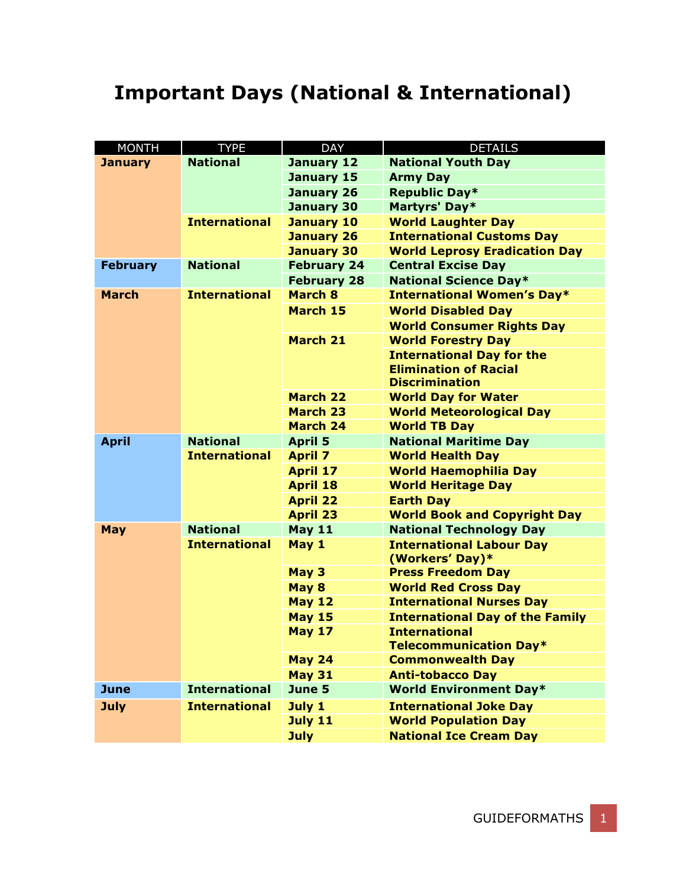# Important Days (National & International)

| MONTH | TYPE | DAY | DETAILS |
|---|---|---|---|
| **January** | **National** | **January 12** | **National Youth Day** |
| | | **January 15** | **Army Day** |
| | | **January 26** | **Republic Day*** |
| | | **January 30** | **Martyrs' Day*** |
| | **International** | **January 10** | **World Laughter Day** |
| | | **January 26** | **International Customs Day** |
| | | **January 30** | **World Leprosy Eradication Day** |
| **February** | **National** | **February 24** | **Central Excise Day** |
| | | **February 28** | **National Science Day*** |
| **March** | **International** | **March 8** | **International Women's Day*** |
| | | **March 15** | **World Disabled Day** |
| | | | **World Consumer Rights Day** |
| | | **March 21** | **World Forestry Day** |
| | | | **International Day for the Elimination of Racial Discrimination** |
| | | **March 22** | **World Day for Water** |
| | | **March 23** | **World Meteorological Day** |
| | | **March 24** | **World TB Day** |
| **April** | **National** | **April 5** | **National Maritime Day** |
| | **International** | **April 7** | **World Health Day** |
| | | **April 17** | **World Haemophilia Day** |
| | | **April 18** | **World Heritage Day** |
| | | **April 22** | **Earth Day** |
| | | **April 23** | **World Book and Copyright Day** |
| **May** | **National** | **May 11** | **National Technology Day** |
| | **International** | **May 1** | **International Labour Day (Workers' Day)*** |
| | | **May 3** | **Press Freedom Day** |
| | | **May 8** | **World Red Cross Day** |
| | | **May 12** | **International Nurses Day** |
| | | **May 15** | **International Day of the Family** |
| | | **May 17** | **International Telecommunication Day*** |
| | | **May 24** | **Commonwealth Day** |
| | | **May 31** | **Anti-tobacco Day** |
| **June** | **International** | **June 5** | **World Environment Day*** |
| **July** | **International** | **July 1** | **International Joke Day** |
| | | **July 11** | **World Population Day** |
| | | **July** | **National Ice Cream Day** |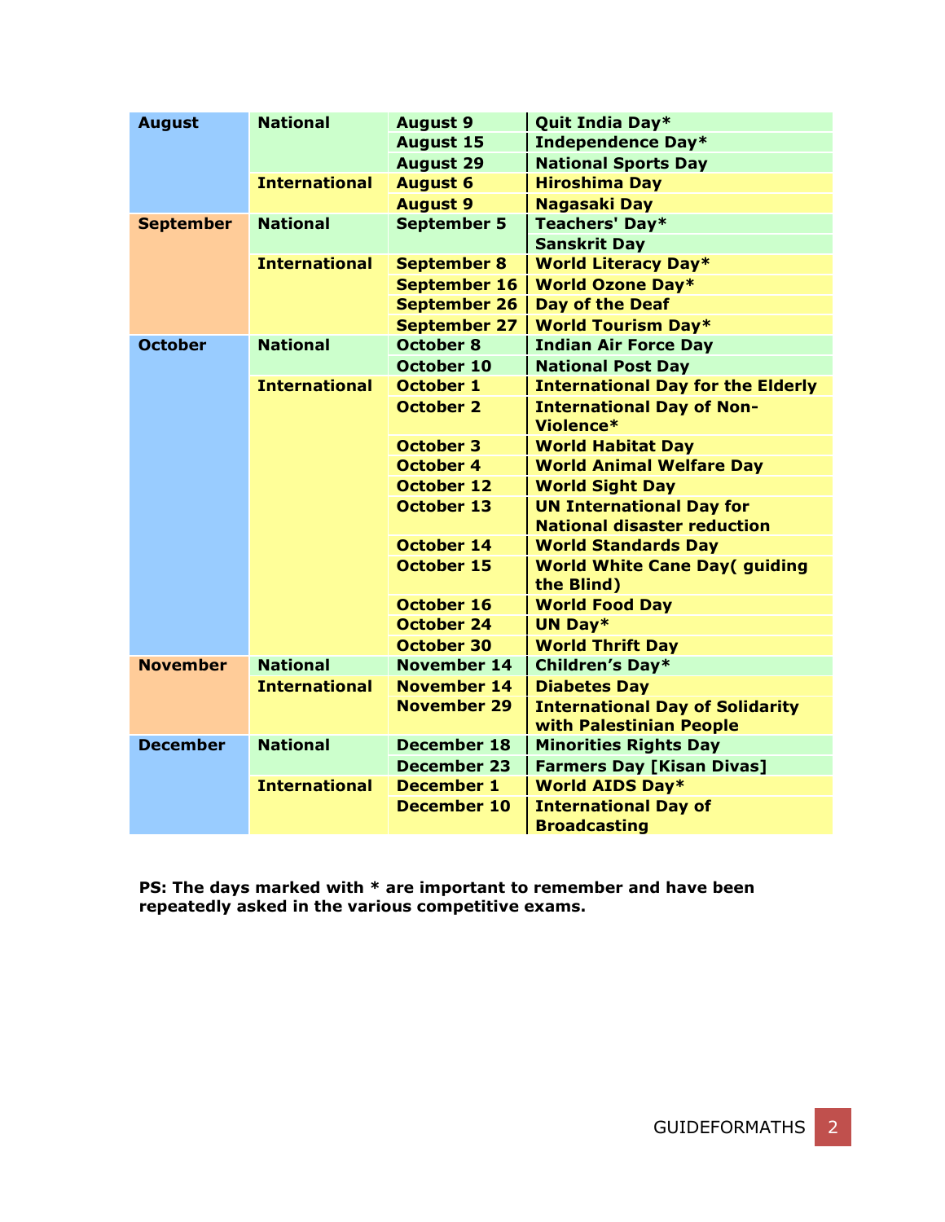| | | | |
|---|---|---|---|
| **August** | **National** | **August 9** | **Quit India Day*** |
| | | **August 15** | **Independence Day*** |
| | | **August 29** | **National Sports Day** |
| | **International** | **August 6** | **Hiroshima Day** |
| | | **August 9** | **Nagasaki Day** |
| **September** | **National** | **September 5** | **Teachers' Day*** |
| | | | **Sanskrit Day** |
| | **International** | **September 8** | **World Literacy Day*** |
| | | **September 16** | **World Ozone Day*** |
| | | **September 26** | **Day of the Deaf** |
| | | **September 27** | **World Tourism Day*** |
| **October** | **National** | **October 8** | **Indian Air Force Day** |
| | | **October 10** | **National Post Day** |
| | **International** | **October 1** | **International Day for the Elderly** |
| | | **October 2** | **International Day of Non-Violence*** |
| | | **October 3** | **World Habitat Day** |
| | | **October 4** | **World Animal Welfare Day** |
| | | **October 12** | **World Sight Day** |
| | | **October 13** | **UN International Day for National disaster reduction** |
| | | **October 14** | **World Standards Day** |
| | | **October 15** | **World White Cane Day( guiding the Blind)** |
| | | **October 16** | **World Food Day** |
| | | **October 24** | **UN Day*** |
| | | **October 30** | **World Thrift Day** |
| **November** | **National** | **November 14** | **Children's Day*** |
| | **International** | **November 14** | **Diabetes Day** |
| | | **November 29** | **International Day of Solidarity with Palestinian People** |
| **December** | **National** | **December 18** | **Minorities Rights Day** |
| | | **December 23** | **Farmers Day [Kisan Divas]** |
| | **International** | **December 1** | **World AIDS Day*** |
| | | **December 10** | **International Day of Broadcasting** |

**PS: The days marked with * are important to remember and have been repeatedly asked in the various competitive exams.**